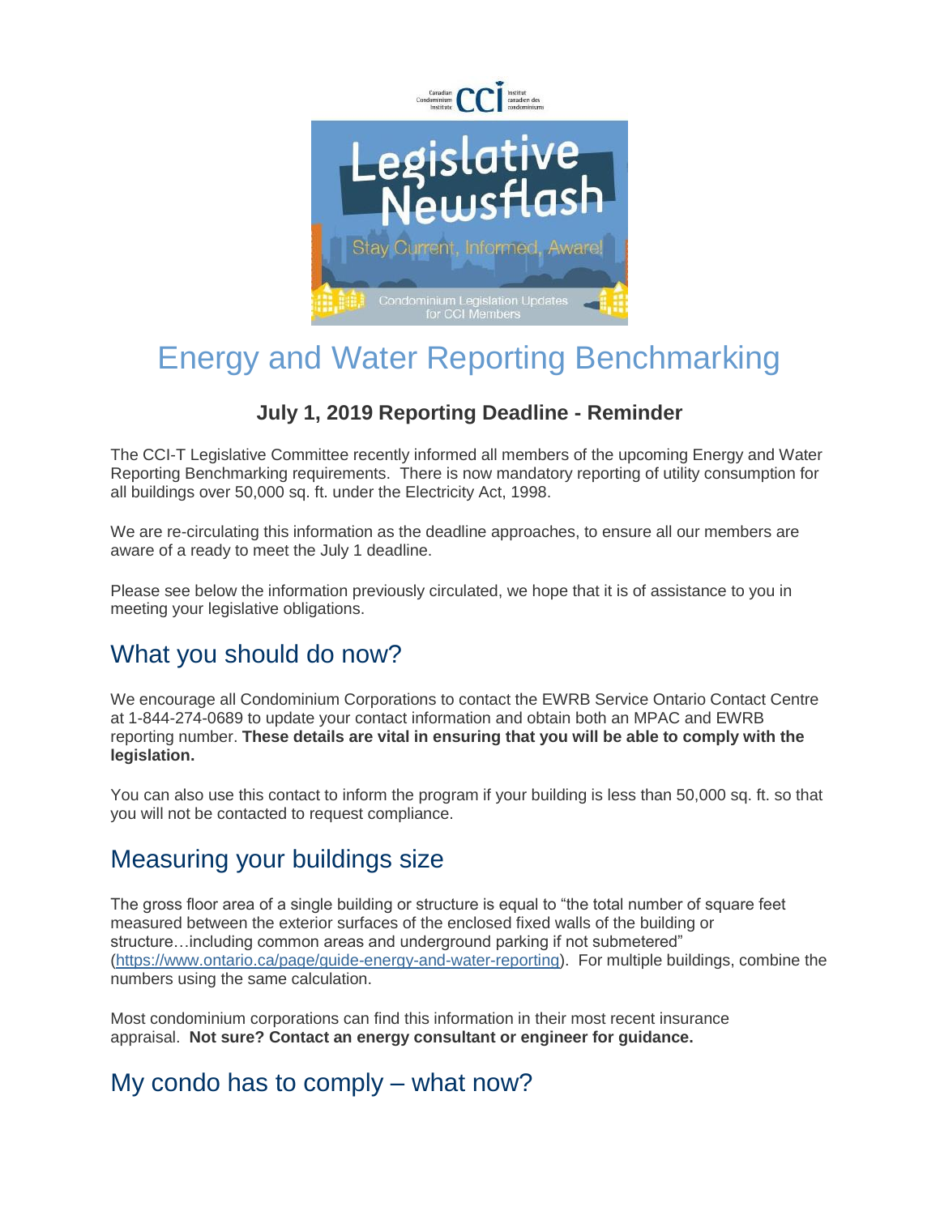# Energy and Water Reporting Benchmarking

### July 1, 2019 Reporting Deadline - Reminder

The CCI-T Legislative Committee recently informed all members of the upcoming Energy and Water Reporting Benchmarking requirements. There is now mandatory reporting of utility consumption for all buildings over 50,000 sq. ft. under the Electricity Act, 1998.

We are re-circulating this information as the deadline approaches, to ensure all our members are aware of a ready to meet the July 1 deadline.

Please see below the information previously circulated, we hope that it is of assistance to you in meeting your legislative obligations.

## What you should do now?

We encourage all Condominium Corporations to contact the EWRB Service Ontario Contact Centre at 1-844-274-0689 to update your contact information and obtain both an MPAC and EWRB reporting number. **These details are vital in ensuring that you will be able to comply with the legislation.**

You can also use this contact to inform the program if your building is less than 50,000 sq. ft. so that you will not be contacted to request compliance.

## Measuring your buildings size

The gross floor area of a single building or structure is equal to "the total number of square feet measured between the exterior surfaces of the enclosed fixed walls of the building or structure…including common areas and underground parking if not submetered" (https://www.ontario.ca/page/guide-energy-and-water-reporting). For multiple buildings, combine the numbers using the same calculation.

Most condominium corporations can find this information in their most recent insurance appraisal. **Not sure? Contact an energy consultant or engineer for guidance.**

## My condo has to comply – what now?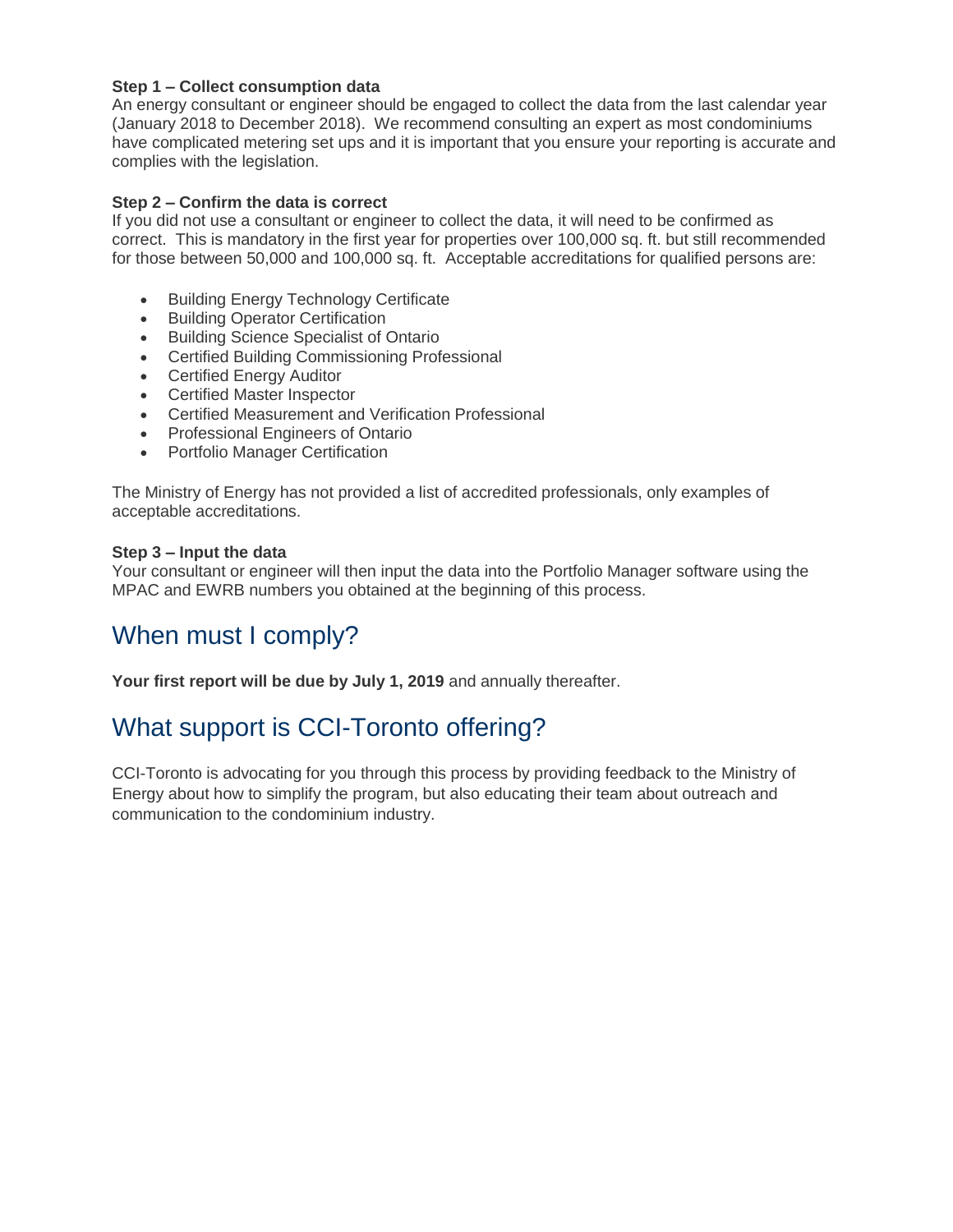**Step 1 – Collect consumption data**
An energy consultant or engineer should be engaged to collect the data from the last calendar year (January 2018 to December 2018). We recommend consulting an expert as most condominiums have complicated metering set ups and it is important that you ensure your reporting is accurate and complies with the legislation.

**Step 2 – Confirm the data is correct**
If you did not use a consultant or engineer to collect the data, it will need to be confirmed as correct. This is mandatory in the first year for properties over 100,000 sq. ft. but still recommended for those between 50,000 and 100,000 sq. ft. Acceptable accreditations for qualified persons are:

- Building Energy Technology Certificate
- Building Operator Certification
- Building Science Specialist of Ontario
- Certified Building Commissioning Professional
- Certified Energy Auditor
- Certified Master Inspector
- Certified Measurement and Verification Professional
- Professional Engineers of Ontario
- Portfolio Manager Certification

The Ministry of Energy has not provided a list of accredited professionals, only examples of acceptable accreditations.

**Step 3 – Input the data**
Your consultant or engineer will then input the data into the Portfolio Manager software using the MPAC and EWRB numbers you obtained at the beginning of this process.

## When must I comply?

**Your first report will be due by July 1, 2019** and annually thereafter.

## What support is CCI-Toronto offering?

CCI-Toronto is advocating for you through this process by providing feedback to the Ministry of Energy about how to simplify the program, but also educating their team about outreach and communication to the condominium industry.